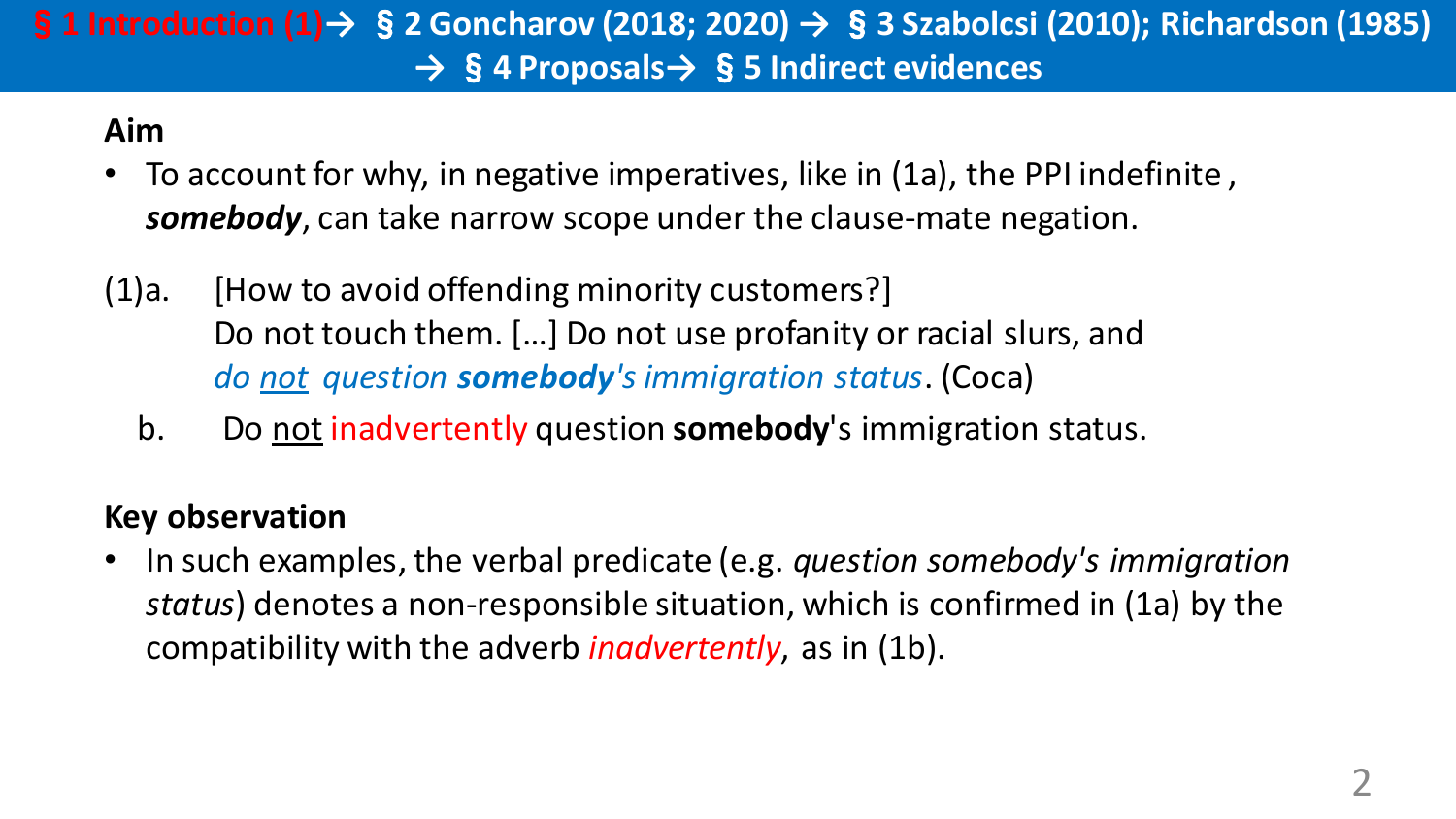§ 1 Introduction (1)→ § 2 Goncharov (2018; 2020) → § 3 Szabolcsi (2010); Richardson (1985) → § 4 Proposals→ § 5 Indirect evidences

**Aim**

- To account for why, in negative imperatives, like in (1a), the PPI indefinite , ***somebody***, can take narrow scope under the clause-mate negation.

(1)a. [How to avoid offending minority customers?]
Do not touch them. […] Do not use profanity or racial slurs, and *do <u>not</u> question **somebody**'s immigration status*. (Coca)

b. Do <u>not</u> inadvertently question **somebody**'s immigration status.

**Key observation**

- In such examples, the verbal predicate (e.g. *question somebody's immigration status*) denotes a non-responsible situation, which is confirmed in (1a) by the compatibility with the adverb ***inadvertently***, as in (1b).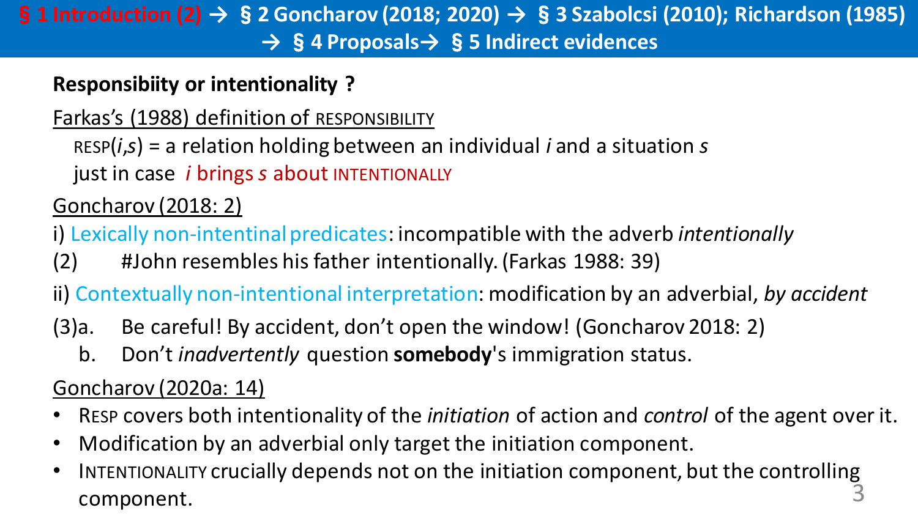§ 1 Introduction (2) → § 2 Goncharov (2018; 2020) → § 3 Szabolcsi (2010); Richardson (1985) → § 4 Proposals→ § 5 Indirect evidences

**Responsibiity or intentionality ?**

Farkas's (1988) definition of RESPONSIBILITY

RESP(*i*,*s*) = a relation holding between an individual *i* and a situation *s* just in case *i* brings *s* about INTENTIONALLY

Goncharov (2018: 2)

i) Lexically non-intentinal predicates: incompatible with the adverb *intentionally*

(2) #John resembles his father intentionally. (Farkas 1988: 39)

ii) Contextually non-intentional interpretation: modification by an adverbial, *by accident*

(3)a. Be careful! By accident, don't open the window! (Goncharov 2018: 2)

b. Don't *inadvertently* question **somebody**'s immigration status.

Goncharov (2020a: 14)

- RESP covers both intentionality of the *initiation* of action and *control* of the agent over it.
- Modification by an adverbial only target the initiation component.
- INTENTIONALITY crucially depends not on the initiation component, but the controlling component.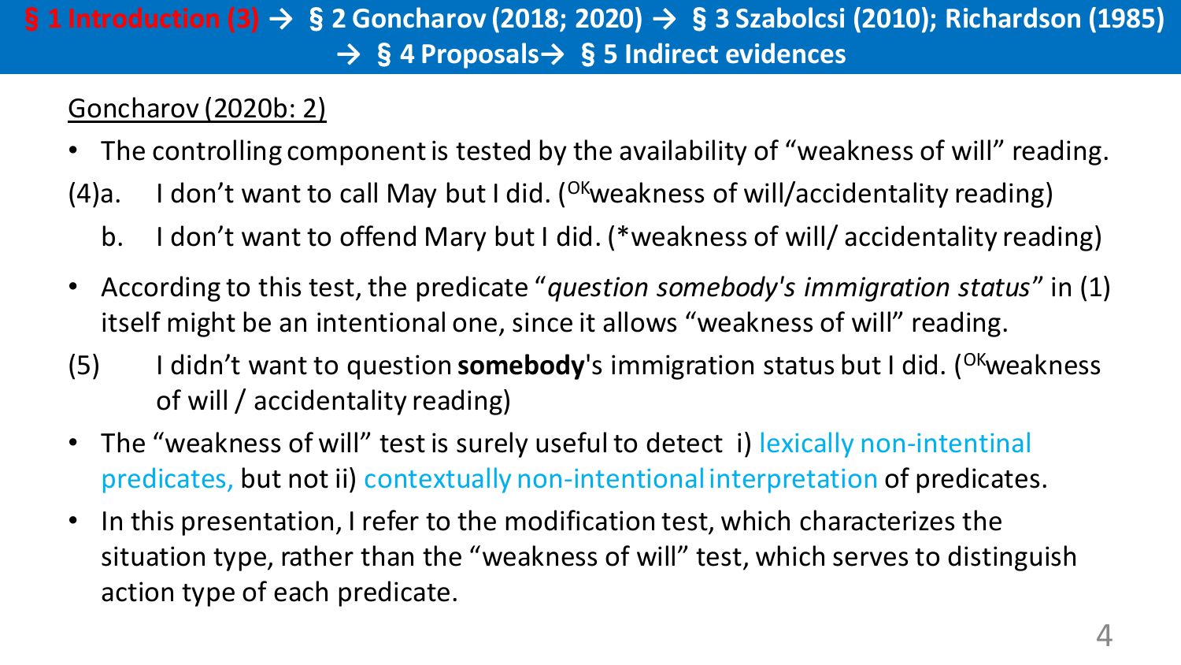Goncharov (2020b: 2)

- The controlling component is tested by the availability of "weakness of will" reading.

(4)a. I don't want to call May but I did. (OKweakness of will/accidentality reading)

b. I don't want to offend Mary but I did. (*weakness of will/ accidentality reading)

- According to this test, the predicate "*question somebody's immigration status*" in (1) itself might be an intentional one, since it allows "weakness of will" reading.

(5) I didn't want to question **somebody**'s immigration status but I did. (OKweakness of will / accidentality reading)

- The "weakness of will" test is surely useful to detect i) lexically non-intentinal predicates, but not ii) contextually non-intentional interpretation of predicates.
- In this presentation, I refer to the modification test, which characterizes the situation type, rather than the "weakness of will" test, which serves to distinguish action type of each predicate.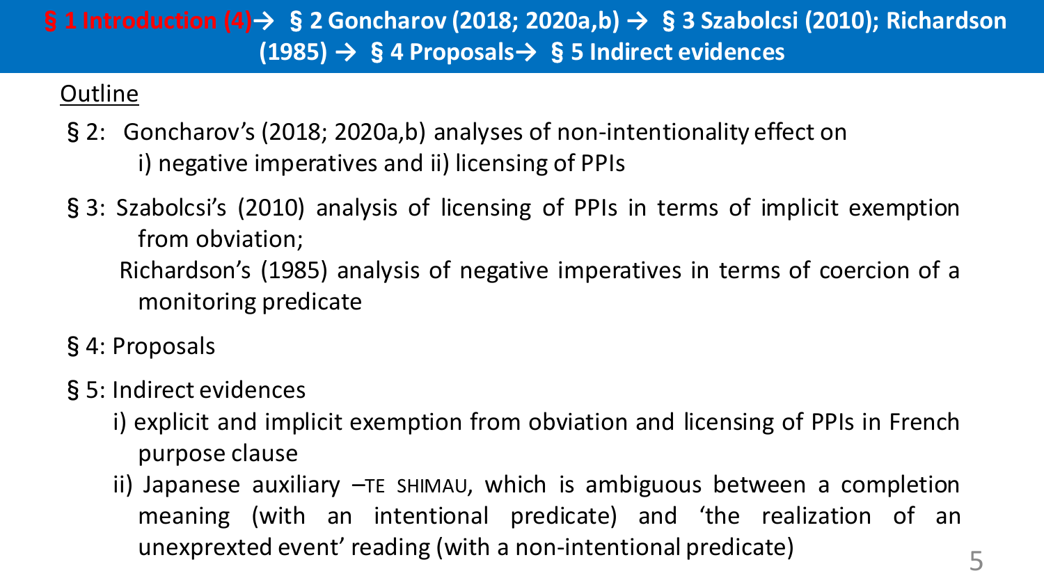**§ 1 Introduction (4)→ § 2 Goncharov (2018; 2020a,b) → § 3 Szabolcsi (2010); Richardson (1985) → § 4 Proposals→ § 5 Indirect evidences**

## Outline

- § 2: Goncharov's (2018; 2020a,b) analyses of non-intentionality effect on i) negative imperatives and ii) licensing of PPIs
- § 3: Szabolcsi's (2010) analysis of licensing of PPIs in terms of implicit exemption from obviation;
  Richardson's (1985) analysis of negative imperatives in terms of coercion of a monitoring predicate
- § 4: Proposals
- § 5: Indirect evidences
  - i) explicit and implicit exemption from obviation and licensing of PPIs in French purpose clause
  - ii) Japanese auxiliary –TE SHIMAU, which is ambiguous between a completion meaning (with an intentional predicate) and 'the realization of an unexprexted event' reading (with a non-intentional predicate)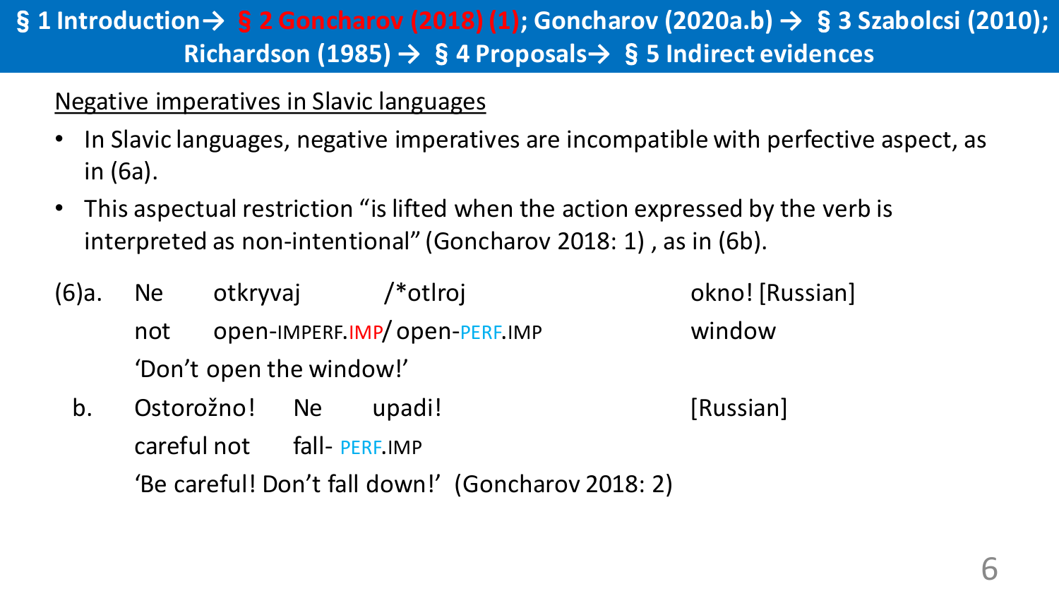§ 1 Introduction→ § 2 Goncharov (2018) (1); Goncharov (2020a.b) → § 3 Szabolcsi (2010); Richardson (1985) → § 4 Proposals→ § 5 Indirect evidences

## Negative imperatives in Slavic languages

- In Slavic languages, negative imperatives are incompatible with perfective aspect, as in (6a).
- This aspectual restriction "is lifted when the action expressed by the verb is interpreted as non-intentional" (Goncharov 2018: 1) , as in (6b).

(6)a. Ne otkryvaj /*otlroj okno! [Russian]
   not open-IMPERF.IMP/ open-PERF.IMP window
   'Don't open the window!'

b. Ostorožno! Ne upadi! [Russian]
   careful not fall- PERF.IMP
   'Be careful! Don't fall down!' (Goncharov 2018: 2)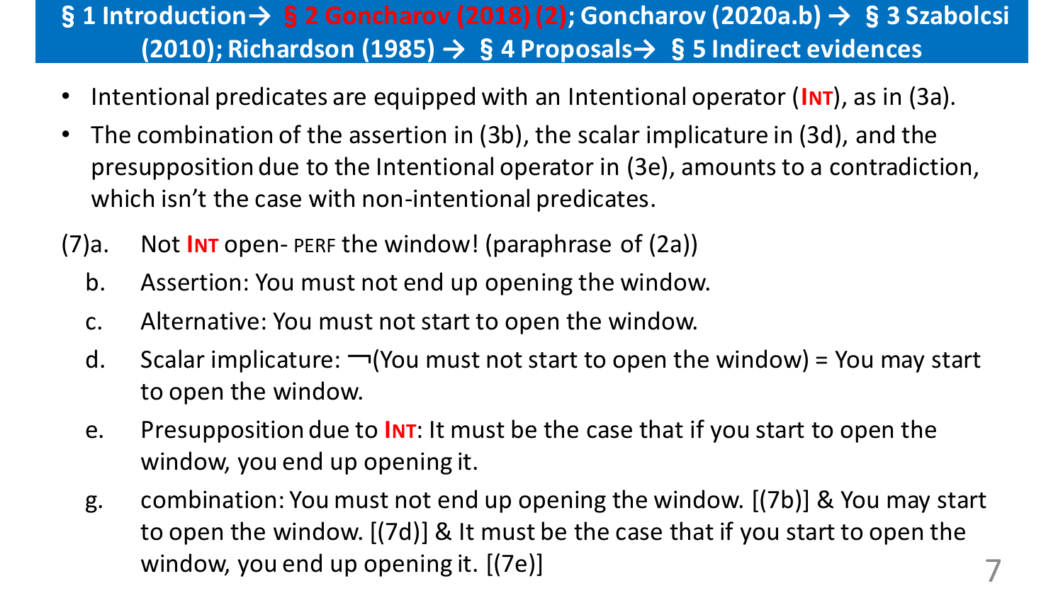## § 1 Introduction→ § 2 Goncharov (2018) (2); Goncharov (2020a.b) → § 3 Szabolcsi (2010); Richardson (1985) → § 4 Proposals→ § 5 Indirect evidences

- Intentional predicates are equipped with an Intentional operator (**INT**), as in (3a).
- The combination of the assertion in (3b), the scalar implicature in (3d), and the presupposition due to the Intentional operator in (3e), amounts to a contradiction, which isn't the case with non-intentional predicates.

(7)a. Not **INT** open- PERF the window! (paraphrase of (2a))

b. Assertion: You must not end up opening the window.

c. Alternative: You must not start to open the window.

d. Scalar implicature: $\neg$(You must not start to open the window) = You may start to open the window.

e. Presupposition due to **INT**: It must be the case that if you start to open the window, you end up opening it.

g. combination: You must not end up opening the window. [(7b)] & You may start to open the window. [(7d)] & It must be the case that if you start to open the window, you end up opening it. [(7e)]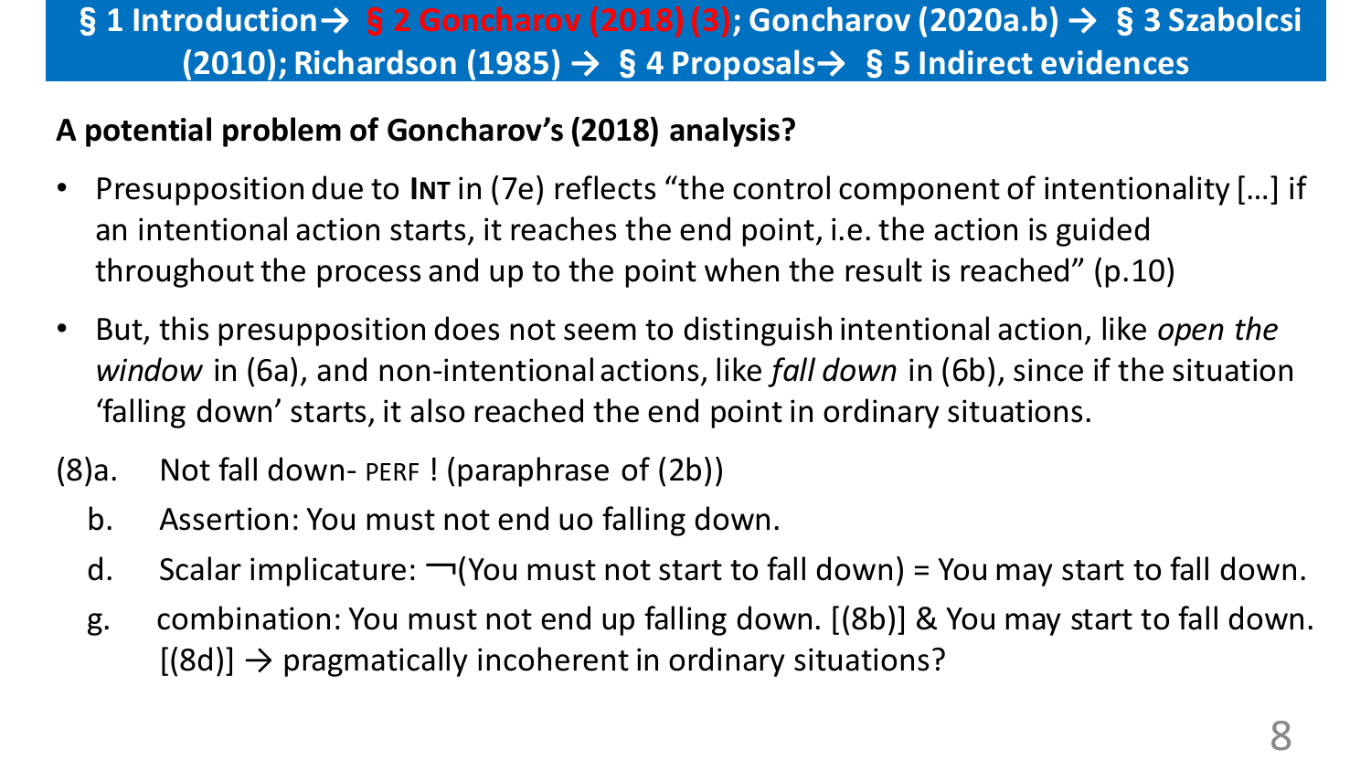§ 1 Introduction→ § 2 Goncharov (2018) (3); Goncharov (2020a.b) → § 3 Szabolcsi (2010); Richardson (1985) → § 4 Proposals→ § 5 Indirect evidences

## A potential problem of Goncharov's (2018) analysis?

- Presupposition due to **INT** in (7e) reflects "the control component of intentionality […] if an intentional action starts, it reaches the end point, i.e. the action is guided throughout the process and up to the point when the result is reached" (p.10)
- But, this presupposition does not seem to distinguish intentional action, like *open the window* in (6a), and non-intentional actions, like *fall down* in (6b), since if the situation 'falling down' starts, it also reached the end point in ordinary situations.

(8)a. Not fall down- PERF ! (paraphrase of (2b))

   b. Assertion: You must not end uo falling down.

   d. Scalar implicature: ¬(You must not start to fall down) = You may start to fall down.

   g. combination: You must not end up falling down. [(8b)] & You may start to fall down. [(8d)] → pragmatically incoherent in ordinary situations?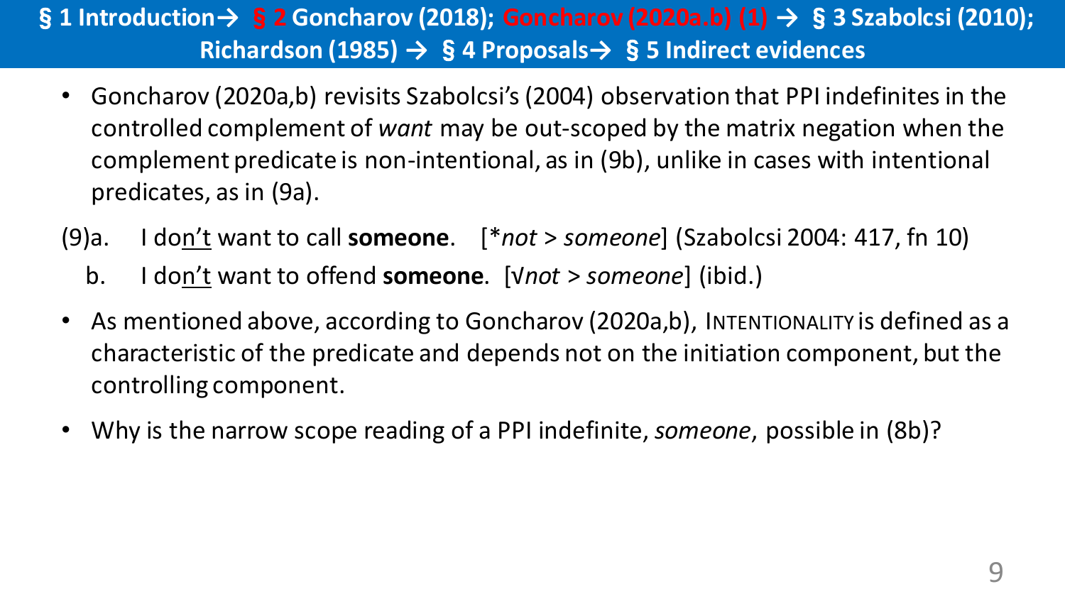§ 1 Introduction→ § 2 Goncharov (2018); Goncharov (2020a.b) (1) → § 3 Szabolcsi (2010); Richardson (1985) → § 4 Proposals→ § 5 Indirect evidences

- Goncharov (2020a,b) revisits Szabolcsi's (2004) observation that PPI indefinites in the controlled complement of *want* may be out-scoped by the matrix negation when the complement predicate is non-intentional, as in (9b), unlike in cases with intentional predicates, as in (9a).

(9)a. I do<u>n't</u> want to call **someone**. [\**not* > *someone*] (Szabolcsi 2004: 417, fn 10)

b. I do<u>n't</u> want to offend **someone**. [√*not* > *someone*] (ibid.)

- As mentioned above, according to Goncharov (2020a,b), INTENTIONALITY is defined as a characteristic of the predicate and depends not on the initiation component, but the controlling component.

- Why is the narrow scope reading of a PPI indefinite, *someone*, possible in (8b)?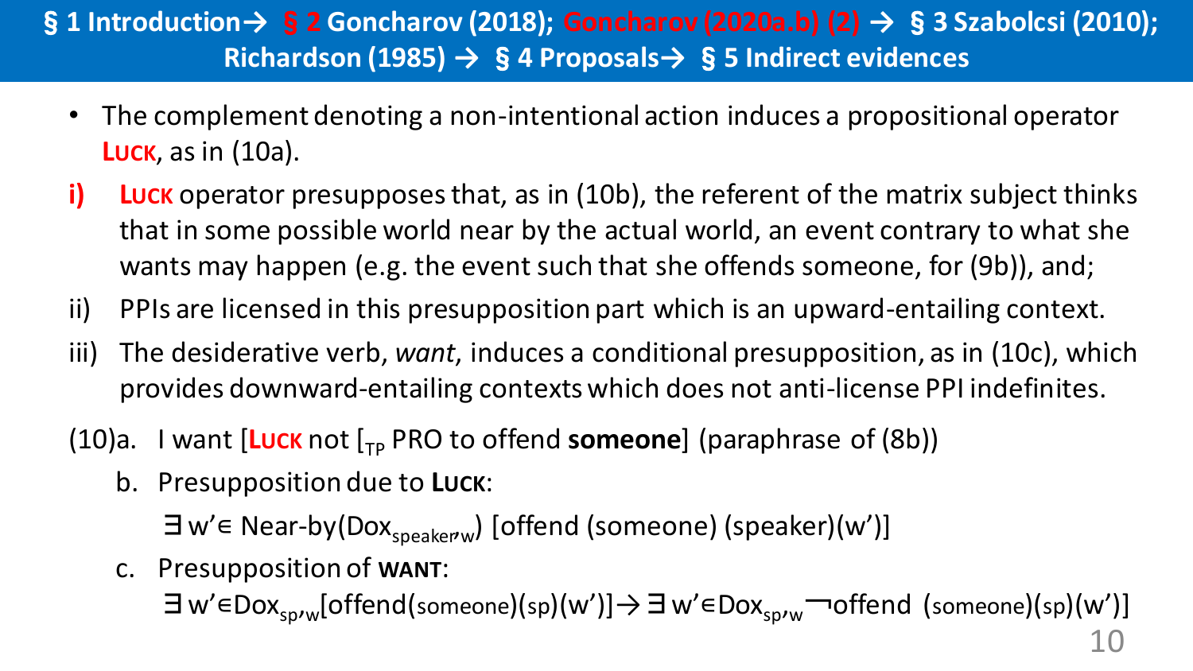§ 1 Introduction→ § 2 Goncharov (2018); Goncharov (2020a.b) (2) → § 3 Szabolcsi (2010); Richardson (1985) → § 4 Proposals→ § 5 Indirect evidences

- The complement denoting a non-intentional action induces a propositional operator **Luck**, as in (10a).

i) **Luck** operator presupposes that, as in (10b), the referent of the matrix subject thinks that in some possible world near by the actual world, an event contrary to what she wants may happen (e.g. the event such that she offends someone, for (9b)), and;

ii) PPIs are licensed in this presupposition part which is an upward-entailing context.

iii) The desiderative verb, *want*, induces a conditional presupposition, as in (10c), which provides downward-entailing contexts which does not anti-license PPI indefinites.

(10)a. I want [**Luck** not [$_{TP}$ PRO to offend **someone**] (paraphrase of (8b))

b. Presupposition due to **Luck**:

$\exists$ w'$\in$ Near-by($Dox_{speaker, w}$) [offend (someone) (speaker)(w')]

c. Presupposition of **WANT**:

$\exists$ w'$\in$$Dox_{sp,w}$[offend(someone)(sp)(w')]$\rightarrow$$\exists$ w'$\in$$Dox_{sp,w}$$\neg$offend (someone)(sp)(w')]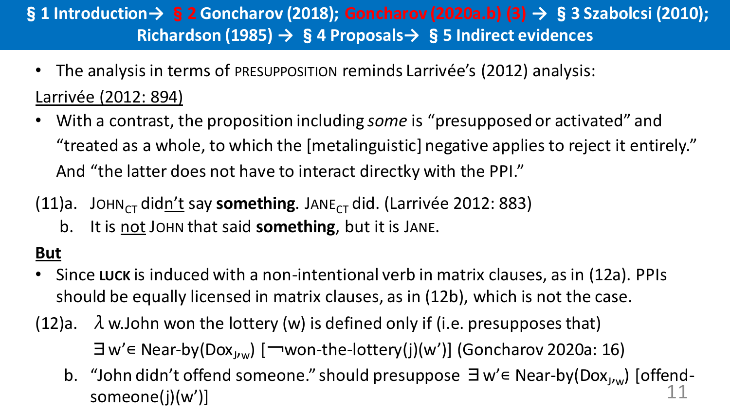**§ 1 Introduction→ § 2 Goncharov (2018); Goncharov (2020a.b) (3) → § 3 Szabolcsi (2010); Richardson (1985) → § 4 Proposals→ § 5 Indirect evidences**

- The analysis in terms of PRESUPPOSITION reminds Larrivée's (2012) analysis:

Larrivée (2012: 894)

- With a contrast, the proposition including *some* is "presupposed or activated" and "treated as a whole, to which the [metalinguistic] negative applies to reject it entirely." And "the latter does not have to interact directky with the PPI."

(11)a. JOHN$_{CT}$ did<u>n't</u> say **something**. JANE$_{CT}$ did. (Larrivée 2012: 883)

b. It is <u>not</u> JOHN that said **something**, but it is JANE.

**But**

- Since **LUCK** is induced with a non-intentional verb in matrix clauses, as in (12a). PPIs should be equally licensed in matrix clauses, as in (12b), which is not the case.

(12)a. $\lambda$ w.John won the lottery (w) is defined only if (i.e. presupposes that) $\exists$ w'∊ Near-by(Dox$_{J,w}$) [¬won-the-lottery(j)(w')] (Goncharov 2020a: 16)

b. "John didn't offend someone." should presuppose $\exists$ w'∊ Near-by(Dox$_{J,w}$) [offend-someone(j)(w')]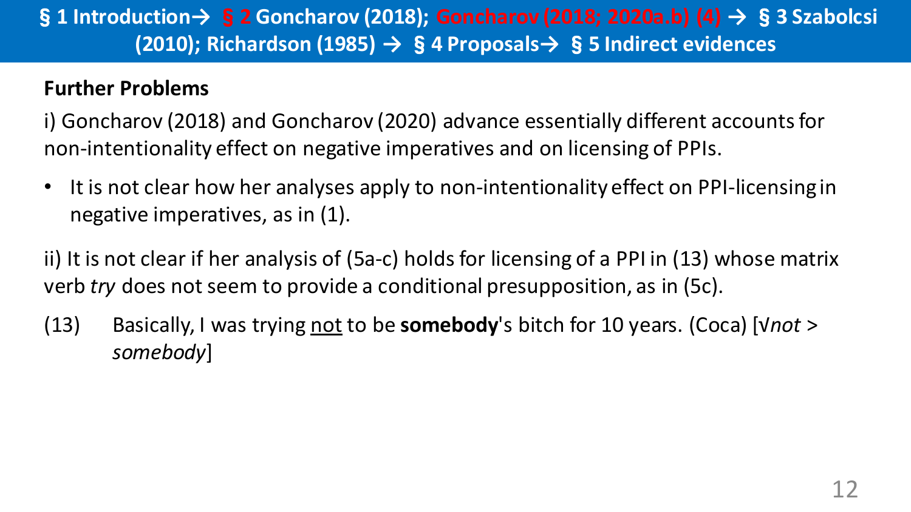§ 1 Introduction→ § 2 Goncharov (2018); Goncharov (2018; 2020a.b) (4) → § 3 Szabolcsi (2010); Richardson (1985) → § 4 Proposals→ § 5 Indirect evidences

## Further Problems

i) Goncharov (2018) and Goncharov (2020) advance essentially different accounts for non-intentionality effect on negative imperatives and on licensing of PPIs.

- It is not clear how her analyses apply to non-intentionality effect on PPI-licensing in negative imperatives, as in (1).

ii) It is not clear if her analysis of (5a-c) holds for licensing of a PPI in (13) whose matrix verb *try* does not seem to provide a conditional presupposition, as in (5c).

(13) Basically, I was trying <u>not</u> to be **somebody**'s bitch for 10 years. (Coca) [√*not* > *somebody*]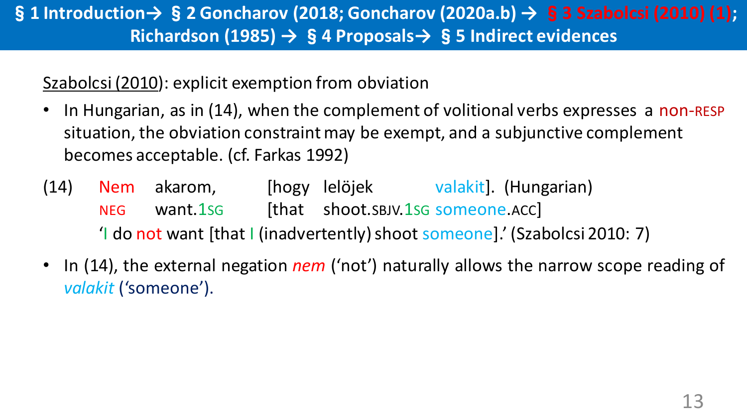§ 1 Introduction→ § 2 Goncharov (2018; Goncharov (2020a.b) → § 3 Szabolcsi (2010) (1); Richardson (1985) → § 4 Proposals→ § 5 Indirect evidences

Szabolcsi (2010): explicit exemption from obviation

- In Hungarian, as in (14), when the complement of volitional verbs expresses a non-RESP situation, the obviation constraint may be exempt, and a subjunctive complement becomes acceptable. (cf. Farkas 1992)

(14) Nem akarom, [hogy lelöjek valakit]. (Hungarian)
NEG want.1SG [that shoot.SBJV.1SG someone.ACC]
'I do not want [that I (inadvertently) shoot someone].' (Szabolcsi 2010: 7)

- In (14), the external negation *nem* ('not') naturally allows the narrow scope reading of *valakit* ('someone').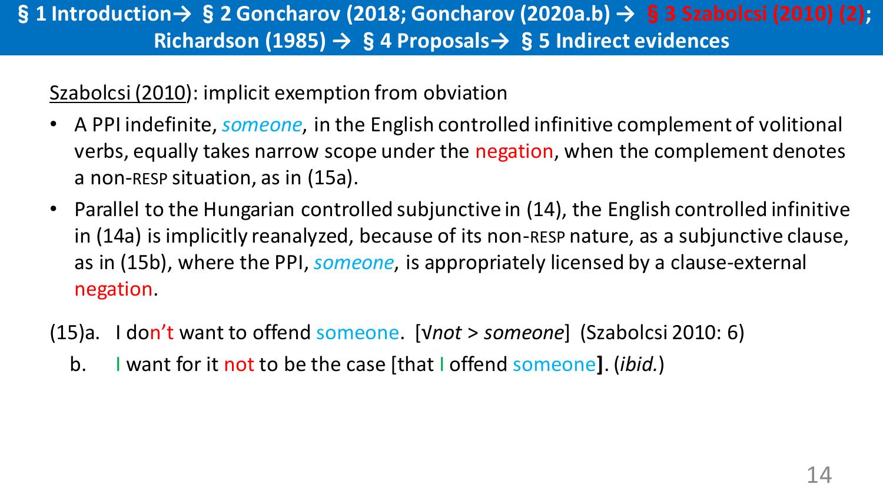Szabolcsi (2010): implicit exemption from obviation

- A PPI indefinite, *someone*, in the English controlled infinitive complement of volitional verbs, equally takes narrow scope under the negation, when the complement denotes a non-RESP situation, as in (15a).
- Parallel to the Hungarian controlled subjunctive in (14), the English controlled infinitive in (14a) is implicitly reanalyzed, because of its non-RESP nature, as a subjunctive clause, as in (15b), where the PPI, *someone*, is appropriately licensed by a clause-external negation.

(15)a. I don't want to offend someone. [√*not* > *someone*] (Szabolcsi 2010: 6)

b. I want for it not to be the case [that I offend someone]. (*ibid.*)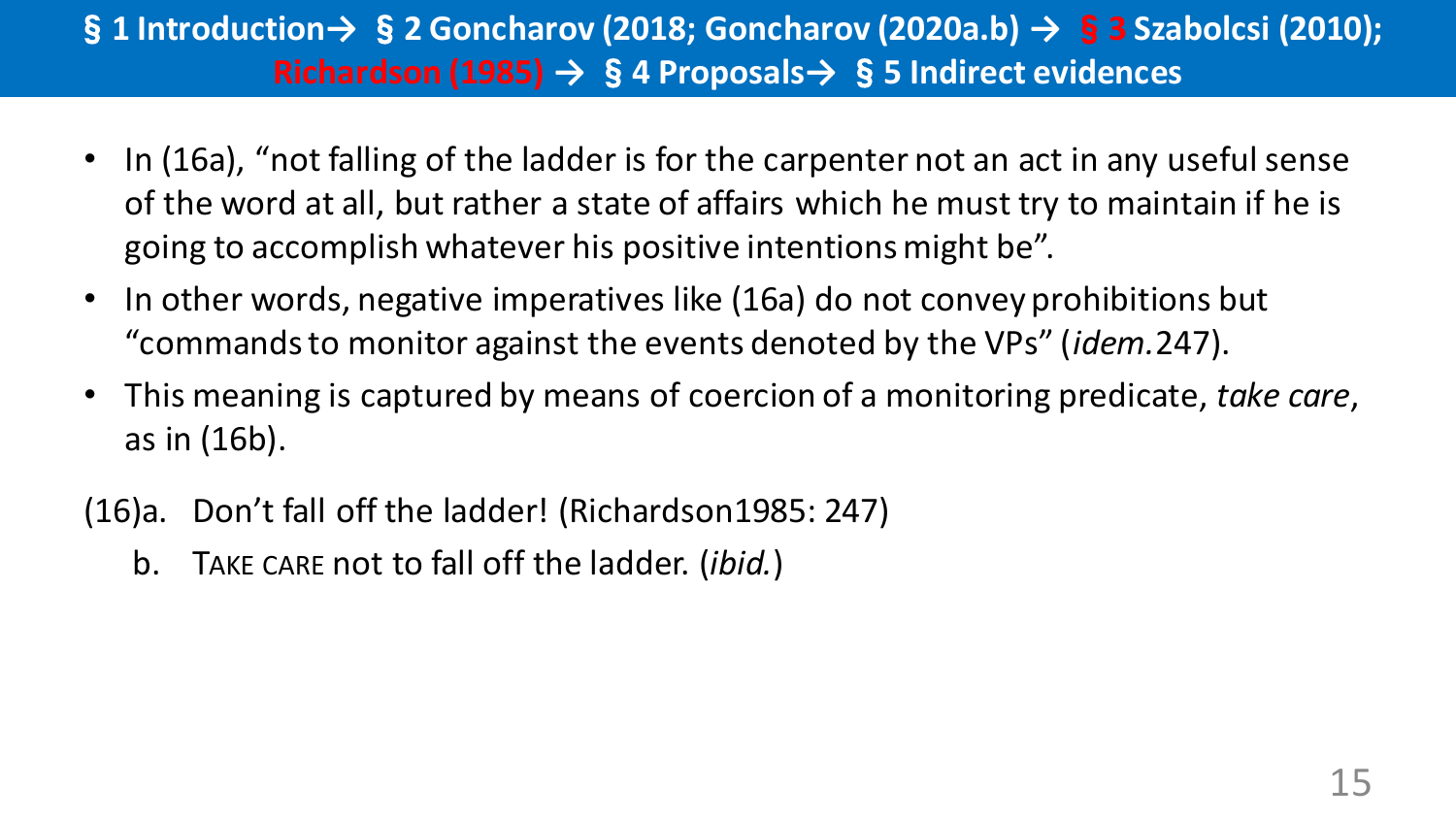- In (16a), "not falling of the ladder is for the carpenter not an act in any useful sense of the word at all, but rather a state of affairs which he must try to maintain if he is going to accomplish whatever his positive intentions might be".
- In other words, negative imperatives like (16a) do not convey prohibitions but "commands to monitor against the events denoted by the VPs" (*idem.* 247).
- This meaning is captured by means of coercion of a monitoring predicate, *take care*, as in (16b).

(16)a. Don't fall off the ladder! (Richardson1985: 247)

b. TAKE CARE not to fall off the ladder. (*ibid.*)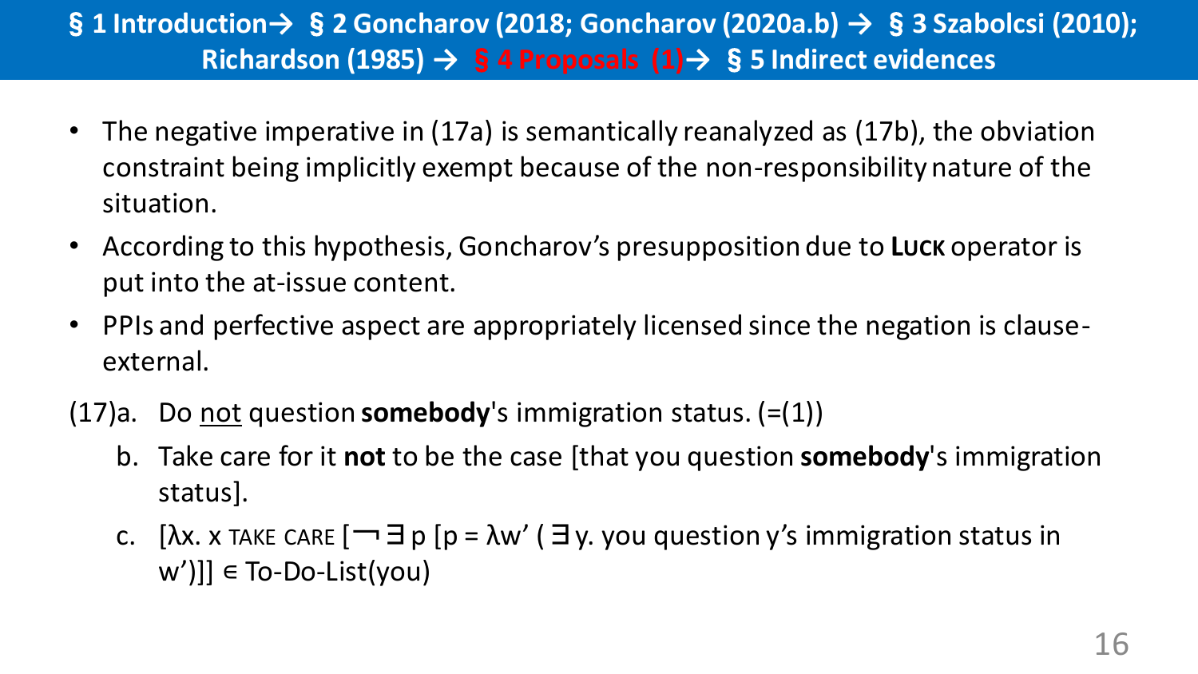**§ 1 Introduction→ § 2 Goncharov (2018; Goncharov (2020a.b) → § 3 Szabolcsi (2010); Richardson (1985) → § 4 Proposals (1)→ § 5 Indirect evidences**

- The negative imperative in (17a) is semantically reanalyzed as (17b), the obviation constraint being implicitly exempt because of the non-responsibility nature of the situation.
- According to this hypothesis, Goncharov's presupposition due to **LUCK** operator is put into the at-issue content.
- PPIs and perfective aspect are appropriately licensed since the negation is clause-external.

(17)a. Do <u>not</u> question **somebody**'s immigration status. (=(1))

b. Take care for it **not** to be the case [that you question **somebody**'s immigration status].

c. [λx. x TAKE CARE [$\neg \exists$ p [p = λw' ( $\exists$ y. you question y's immigration status in w')]] $\in$ To-Do-List(you)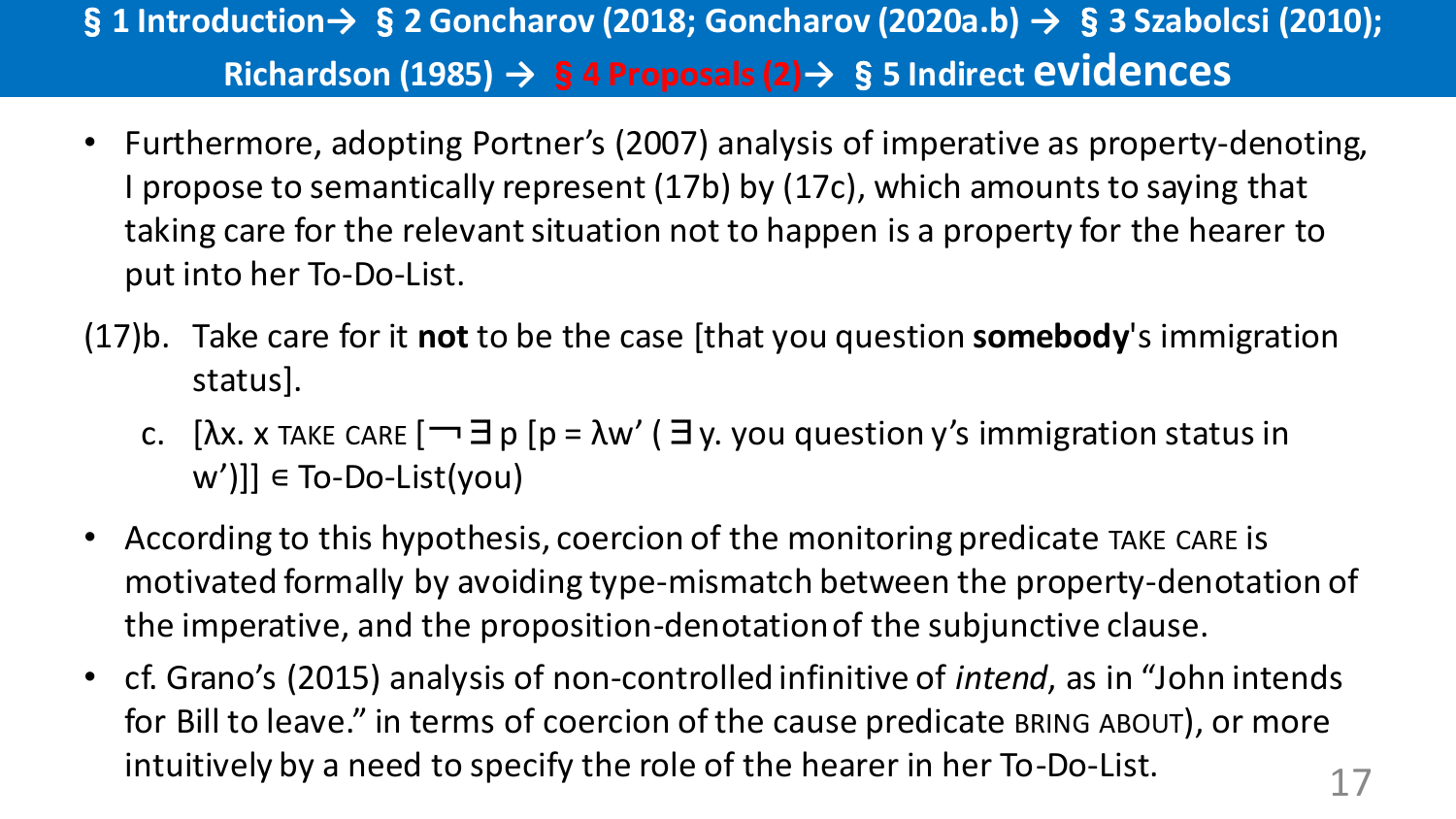## § 1 Introduction→ § 2 Goncharov (2018; Goncharov (2020a.b) → § 3 Szabolcsi (2010); Richardson (1985) → § 4 Proposals (2)→ § 5 Indirect evidences

- Furthermore, adopting Portner's (2007) analysis of imperative as property-denoting, I propose to semantically represent (17b) by (17c), which amounts to saying that taking care for the relevant situation not to happen is a property for the hearer to put into her To-Do-List.

(17)b. Take care for it **not** to be the case [that you question **somebody**'s immigration status].

c. $[\lambda x.\ x$ TAKE CARE $[\neg \exists p\ [p = \lambda w'\ (\exists y.$ you question y's immigration status in $w')]] \in$ To-Do-List(you)

- According to this hypothesis, coercion of the monitoring predicate TAKE CARE is motivated formally by avoiding type-mismatch between the property-denotation of the imperative, and the proposition-denotation of the subjunctive clause.
- cf. Grano's (2015) analysis of non-controlled infinitive of *intend*, as in "John intends for Bill to leave." in terms of coercion of the cause predicate BRING ABOUT), or more intuitively by a need to specify the role of the hearer in her To-Do-List.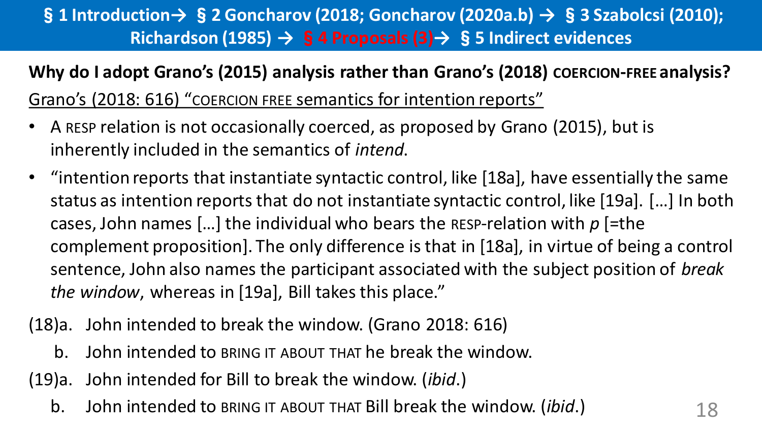§ 1 Introduction→ § 2 Goncharov (2018; Goncharov (2020a.b) → § 3 Szabolcsi (2010); Richardson (1985) → § 4 Proposals (3)→ § 5 Indirect evidences

**Why do I adopt Grano's (2015) analysis rather than Grano's (2018) COERCION-FREE analysis?**

Grano's (2018: 616) "COERCION FREE semantics for intention reports"

- A RESP relation is not occasionally coerced, as proposed by Grano (2015), but is inherently included in the semantics of *intend*.
- "intention reports that instantiate syntactic control, like [18a], have essentially the same status as intention reports that do not instantiate syntactic control, like [19a]. […] In both cases, John names […] the individual who bears the RESP-relation with *p* [=the complement proposition]. The only difference is that in [18a], in virtue of being a control sentence, John also names the participant associated with the subject position of *break the window*, whereas in [19a], Bill takes this place."

(18)a. John intended to break the window. (Grano 2018: 616)

b. John intended to BRING IT ABOUT THAT he break the window.

(19)a. John intended for Bill to break the window. (*ibid*.)

b. John intended to BRING IT ABOUT THAT Bill break the window. (*ibid*.)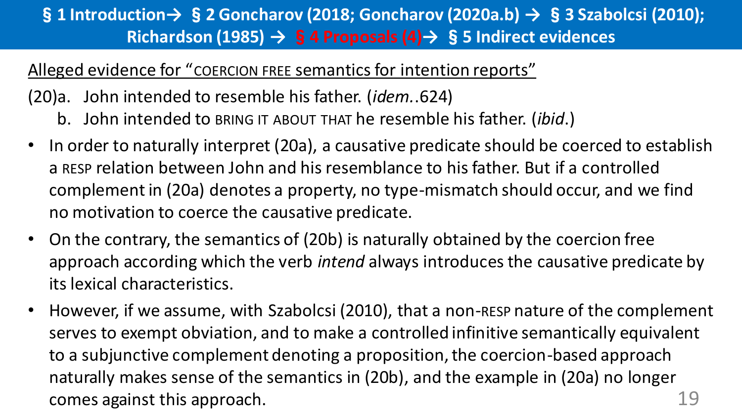**§ 1 Introduction→ § 2 Goncharov (2018; Goncharov (2020a.b) → § 3 Szabolcsi (2010); Richardson (1985) → § 4 Proposals (4)→ § 5 Indirect evidences**

Alleged evidence for "COERCION FREE semantics for intention reports"

(20)a. John intended to resemble his father. (*idem.*.624)

b. John intended to BRING IT ABOUT THAT he resemble his father. (*ibid*.)

- In order to naturally interpret (20a), a causative predicate should be coerced to establish a RESP relation between John and his resemblance to his father. But if a controlled complement in (20a) denotes a property, no type-mismatch should occur, and we find no motivation to coerce the causative predicate.
- On the contrary, the semantics of (20b) is naturally obtained by the coercion free approach according to which the verb *intend* always introduces the causative predicate by its lexical characteristics.
- However, if we assume, with Szabolcsi (2010), that a non-RESP nature of the complement serves to exempt obviation, and to make a controlled infinitive semantically equivalent to a subjunctive complement denoting a proposition, the coercion-based approach naturally makes sense of the semantics in (20b), and the example in (20a) no longer comes against this approach.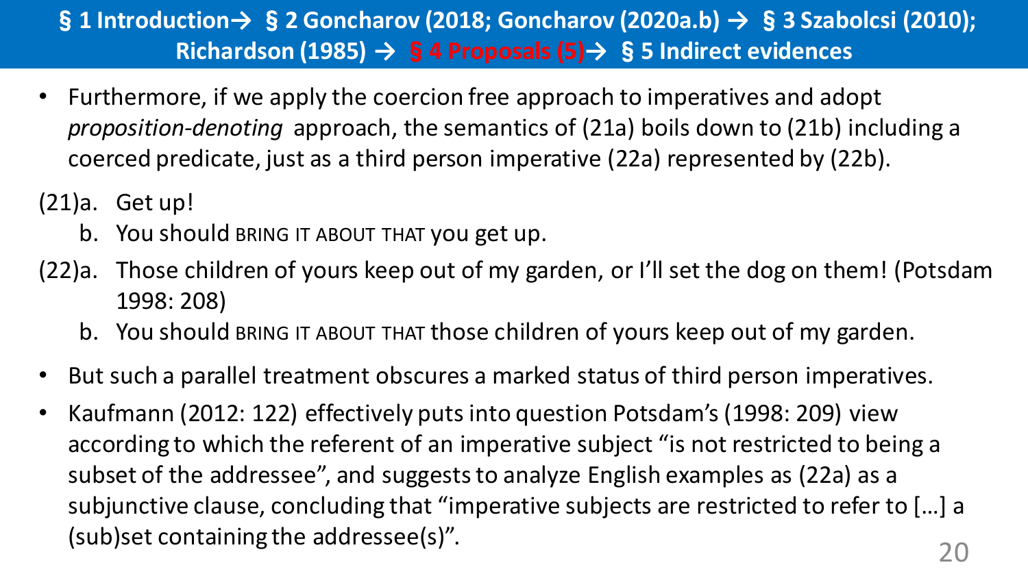**§ 1 Introduction→ § 2 Goncharov (2018; Goncharov (2020a.b) → § 3 Szabolcsi (2010); Richardson (1985) → § 4 Proposals (5)→ § 5 Indirect evidences**

- Furthermore, if we apply the coercion free approach to imperatives and adopt *proposition-denoting* approach, the semantics of (21a) boils down to (21b) including a coerced predicate, just as a third person imperative (22a) represented by (22b).

(21)a. Get up!

b. You should BRING IT ABOUT THAT you get up.

(22)a. Those children of yours keep out of my garden, or I'll set the dog on them! (Potsdam 1998: 208)

b. You should BRING IT ABOUT THAT those children of yours keep out of my garden.

- But such a parallel treatment obscures a marked status of third person imperatives.
- Kaufmann (2012: 122) effectively puts into question Potsdam's (1998: 209) view according to which the referent of an imperative subject "is not restricted to being a subset of the addressee", and suggests to analyze English examples as (22a) as a subjunctive clause, concluding that "imperative subjects are restricted to refer to […] a (sub)set containing the addressee(s)".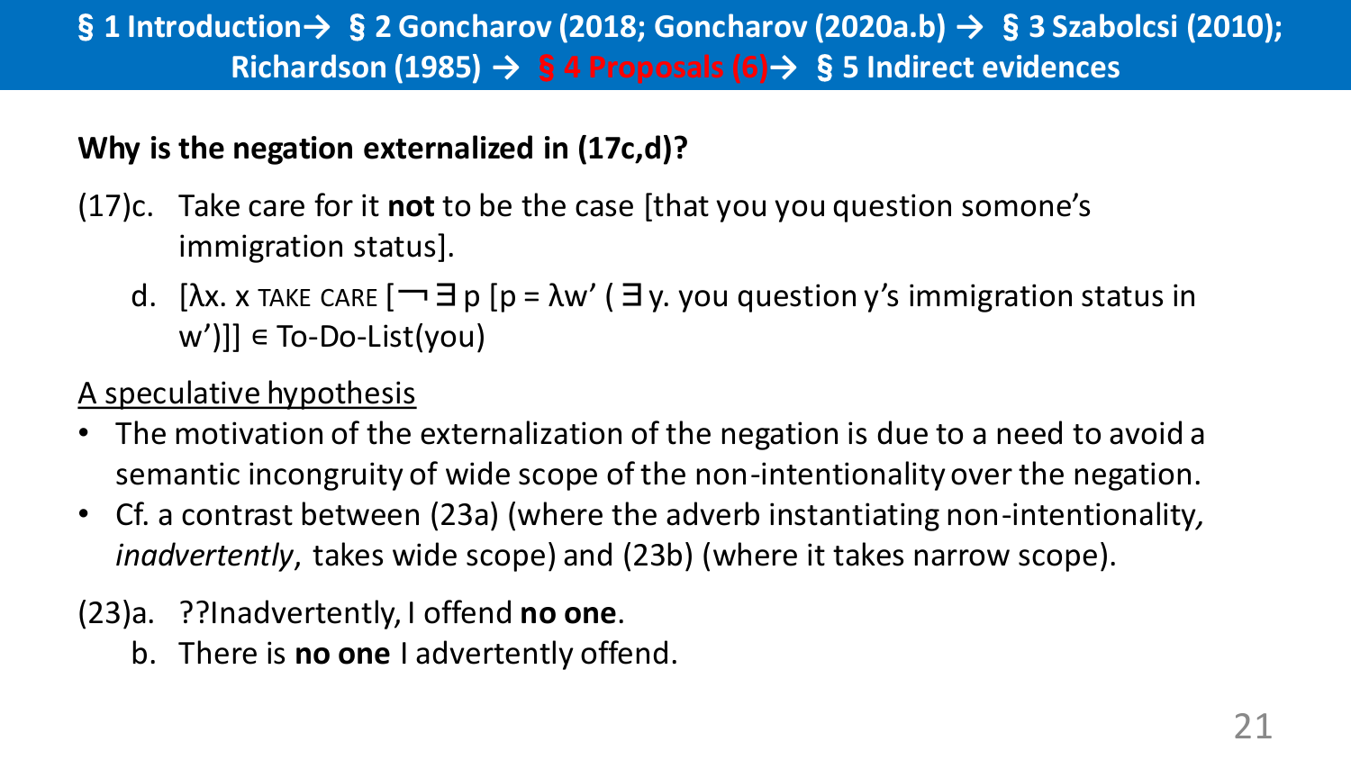**§ 1 Introduction→ § 2 Goncharov (2018; Goncharov (2020a.b) → § 3 Szabolcsi (2010); Richardson (1985) → § 4 Proposals (6)→ § 5 Indirect evidences**

**Why is the negation externalized in (17c,d)?**

(17)c. Take care for it **not** to be the case [that you you question somone's immigration status].

d. [λx. x TAKE CARE [¬ ∃ p [p = λw' ( ∃ y. you question y's immigration status in w')]] ∈ To-Do-List(you)

A speculative hypothesis

- The motivation of the externalization of the negation is due to a need to avoid a semantic incongruity of wide scope of the non-intentionality over the negation.
- Cf. a contrast between (23a) (where the adverb instantiating non-intentionality, *inadvertently*, takes wide scope) and (23b) (where it takes narrow scope).

(23)a. ??Inadvertently, I offend **no one**.

b. There is **no one** I advertently offend.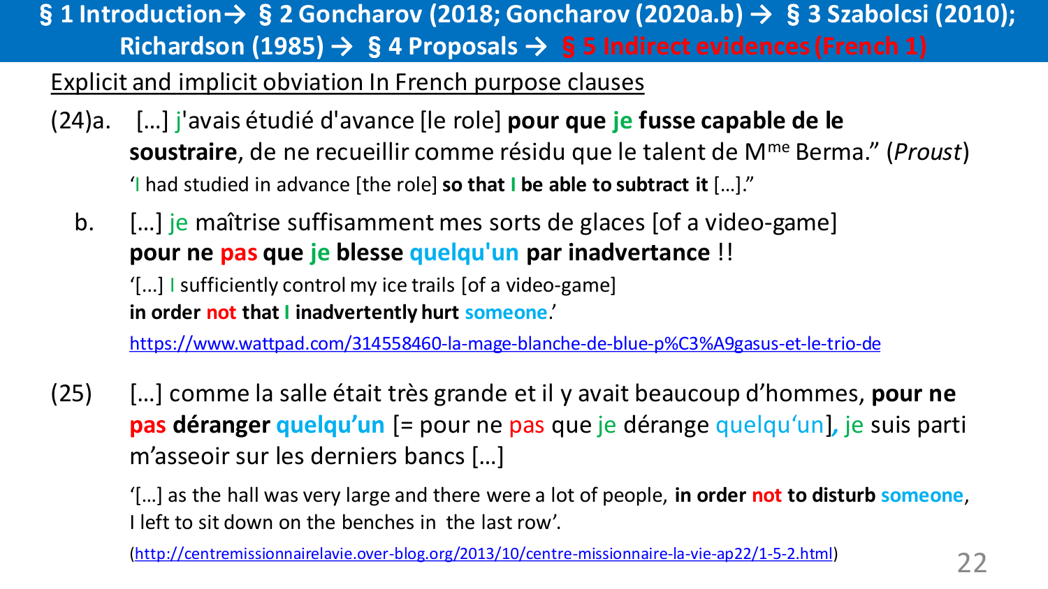## § 1 Introduction → § 2 Goncharov (2018; Goncharov (2020a.b) → § 3 Szabolcsi (2010); Richardson (1985) → § 4 Proposals → § 5 Indirect evidences (French 1)

Explicit and implicit obviation In French purpose clauses

(24)a. […] j'avais étudié d'avance [le role] **pour que je fusse capable de le soustraire**, de ne recueillir comme résidu que le talent de M[me] Berma." (*Proust*)
'I had studied in advance [the role] **so that I be able to subtract it** […]."

b. […] je maîtrise suffisamment mes sorts de glaces [of a video-game] **pour ne pas que je blesse quelqu'un par inadvertance** !!
'[…] I sufficiently control my ice trails [of a video-game] **in order not that I inadvertently hurt someone**.'
https://www.wattpad.com/314558460-la-mage-blanche-de-blue-p%C3%A9gasus-et-le-trio-de

(25) […] comme la salle était très grande et il y avait beaucoup d'hommes, **pour ne pas déranger quelqu'un** [= pour ne pas que je dérange quelqu'un], je suis parti m'asseoir sur les derniers bancs […]
'[…] as the hall was very large and there were a lot of people, **in order not to disturb someone**, I left to sit down on the benches in the last row'.
(http://centremissionnairelavie.over-blog.org/2013/10/centre-missionnaire-la-vie-ap22/1-5-2.html)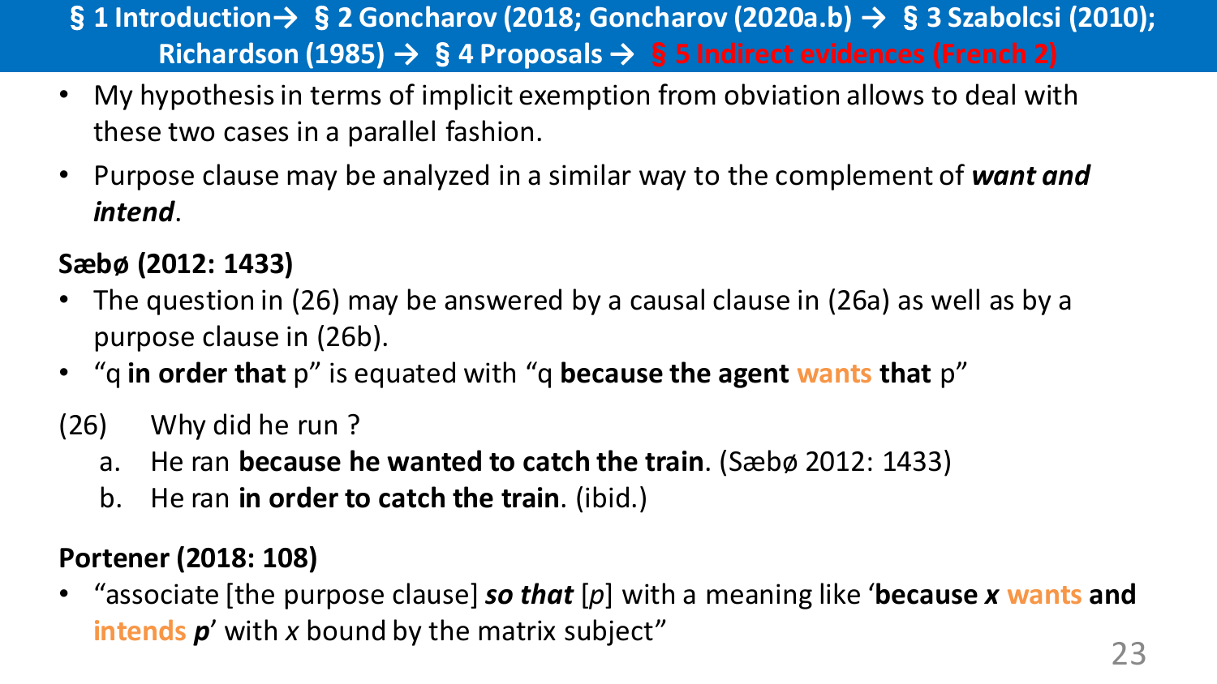- My hypothesis in terms of implicit exemption from obviation allows to deal with these two cases in a parallel fashion.
- Purpose clause may be analyzed in a similar way to the complement of ***want and intend***.

**Sæbø (2012: 1433)**

- The question in (26) may be answered by a causal clause in (26a) as well as by a purpose clause in (26b).
- "q **in order that** p" is equated with "q **because the agent wants that** p"

(26) Why did he run ?
  a. He ran **because he wanted to catch the train**. (Sæbø 2012: 1433)
  b. He ran **in order to catch the train**. (ibid.)

**Portener (2018: 108)**

- "associate [the purpose clause] ***so that*** [*p*] with a meaning like '**because *x* wants and intends *p***' with *x* bound by the matrix subject"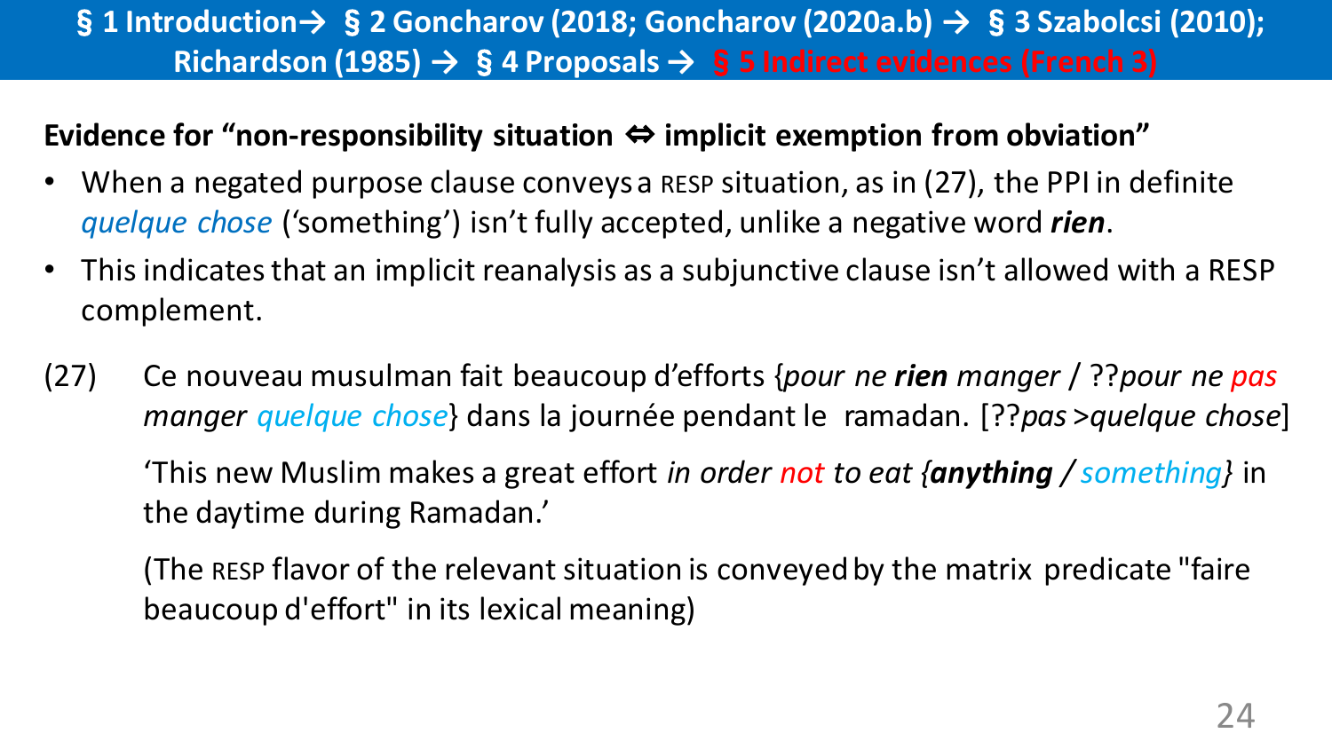**Evidence for “non-responsibility situation ⇔ implicit exemption from obviation”**

- When a negated purpose clause conveys a RESP situation, as in (27), the PPI in definite *quelque chose* (‘something’) isn’t fully accepted, unlike a negative word ***rien***.
- This indicates that an implicit reanalysis as a subjunctive clause isn’t allowed with a RESP complement.

(27) Ce nouveau musulman fait beaucoup d’efforts {*pour ne **rien** manger* / ??*pour ne pas manger quelque chose*} dans la journée pendant le ramadan. [??*pas >quelque chose*]

‘This new Muslim makes a great effort *in order not to eat {**anything** / something}* in the daytime during Ramadan.’

(The RESP flavor of the relevant situation is conveyed by the matrix predicate "faire beaucoup d'effort" in its lexical meaning)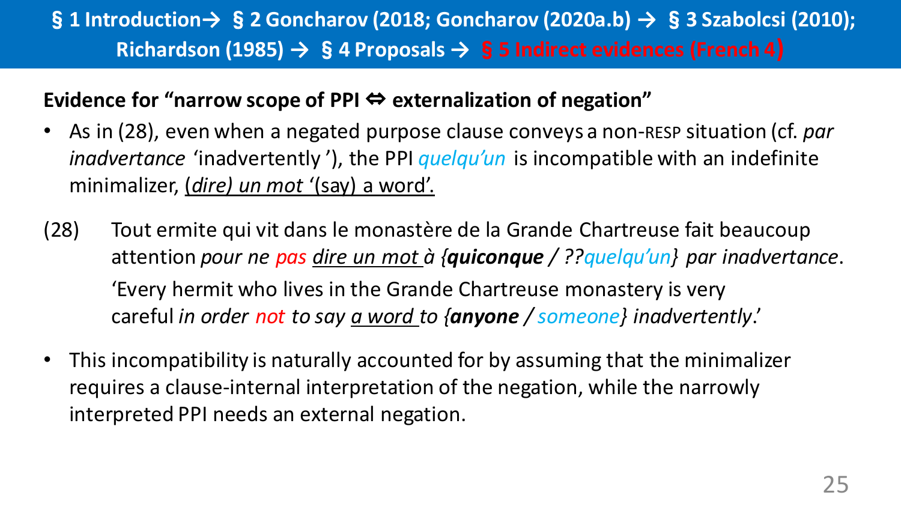**Evidence for "narrow scope of PPI ⇔ externalization of negation"**

- As in (28), even when a negated purpose clause conveys a non-RESP situation (cf. *par inadvertance* 'inadvertently'), the PPI *quelqu'un* is incompatible with an indefinite minimalizer, *(dire) un mot* '(say) a word'.

(28) Tout ermite qui vit dans le monastère de la Grande Chartreuse fait beaucoup attention *pour ne pas dire un mot à {**quiconque** / ??quelqu'un} par inadvertance*.
'Every hermit who lives in the Grande Chartreuse monastery is very careful *in order not to say a word to {**anyone** / someone} inadvertently*.'

- This incompatibility is naturally accounted for by assuming that the minimalizer requires a clause-internal interpretation of the negation, while the narrowly interpreted PPI needs an external negation.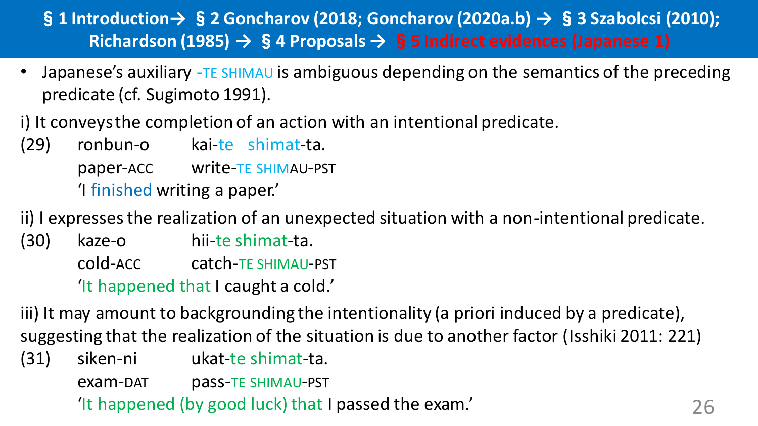**§ 1 Introduction→ § 2 Goncharov (2018; Goncharov (2020a.b) → § 3 Szabolcsi (2010); Richardson (1985) → § 4 Proposals → § 5 Indirect evidences (Japanese 1)**

- Japanese's auxiliary -TE SHIMAU is ambiguous depending on the semantics of the preceding predicate (cf. Sugimoto 1991).

i) It conveys the completion of an action with an intentional predicate.

(29) ronbun-o kai-te shimat-ta.
paper-ACC write-TE SHIMAU-PST
'I finished writing a paper.'

ii) I expresses the realization of an unexpected situation with a non-intentional predicate.

(30) kaze-o hii-te shimat-ta.
cold-ACC catch-TE SHIMAU-PST
'It happened that I caught a cold.'

iii) It may amount to backgrounding the intentionality (a priori induced by a predicate), suggesting that the realization of the situation is due to another factor (Isshiki 2011: 221)

(31) siken-ni ukat-te shimat-ta.
exam-DAT pass-TE SHIMAU-PST
'It happened (by good luck) that I passed the exam.'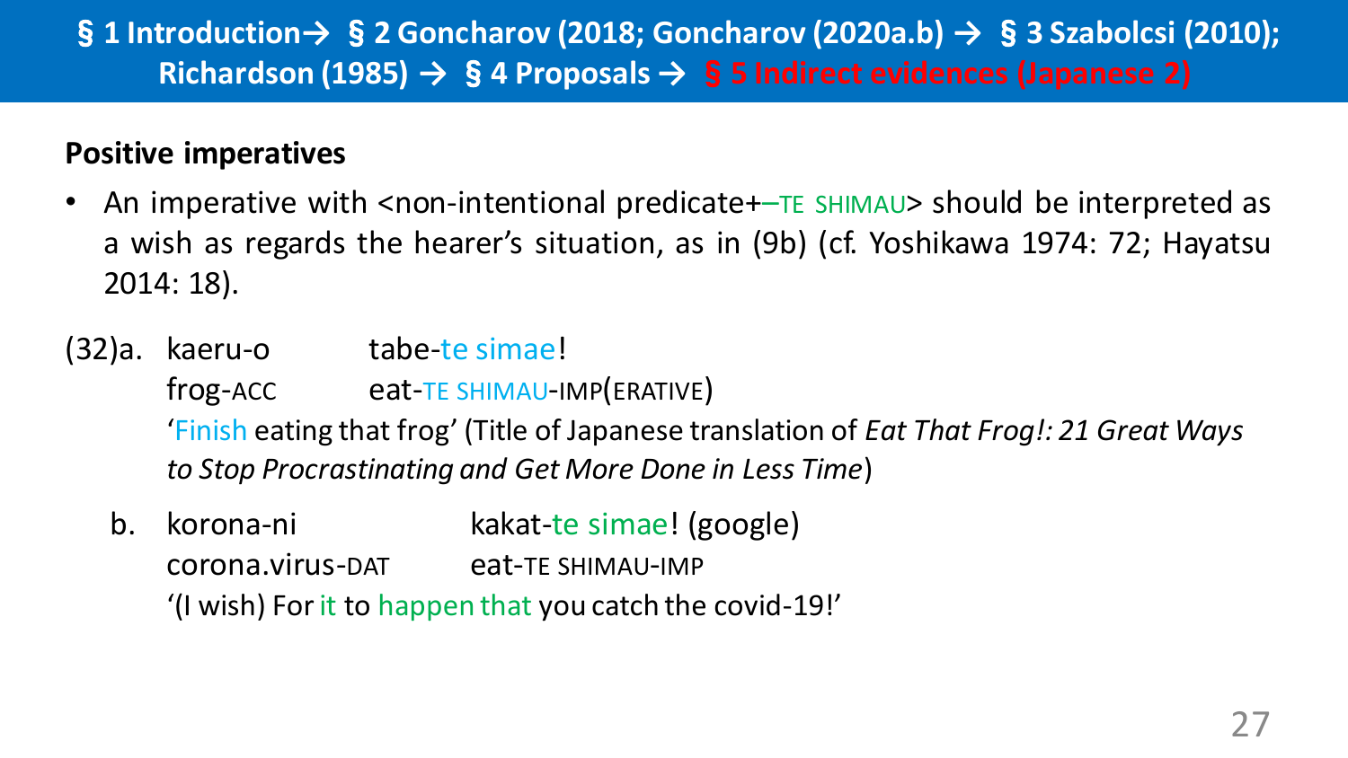§ 1 Introduction→ § 2 Goncharov (2018; Goncharov (2020a.b) → § 3 Szabolcsi (2010); Richardson (1985) → § 4 Proposals → § 5 Indirect evidences (Japanese 2)

**Positive imperatives**

- An imperative with <non-intentional predicate+–TE SHIMAU> should be interpreted as a wish as regards the hearer's situation, as in (9b) (cf. Yoshikawa 1974: 72; Hayatsu 2014: 18).

(32)a. kaeru-o tabe-te simae!
frog-ACC eat-TE SHIMAU-IMP(ERATIVE)
'Finish eating that frog' (Title of Japanese translation of *Eat That Frog!: 21 Great Ways to Stop Procrastinating and Get More Done in Less Time*)

b. korona-ni kakat-te simae! (google)
corona.virus-DAT eat-TE SHIMAU-IMP
'(I wish) For it to happen that you catch the covid-19!'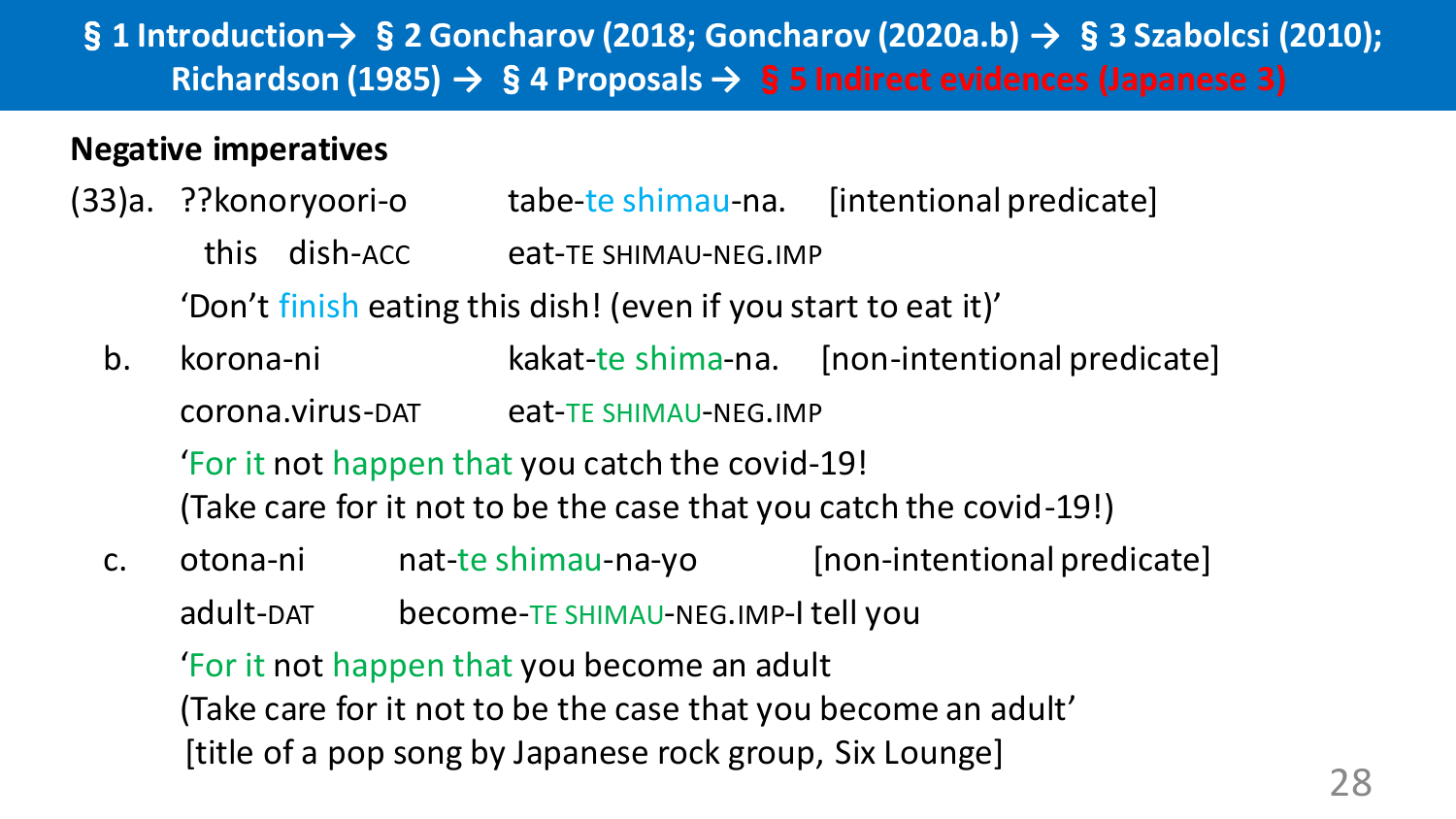§ 1 Introduction→ § 2 Goncharov (2018; Goncharov (2020a.b) → § 3 Szabolcsi (2010); Richardson (1985) → § 4 Proposals → § 5 Indirect evidences (Japanese 3)

**Negative imperatives**

(33)a. ??konoryoori-o tabe-te shimau-na. [intentional predicate]
this dish-ACC eat-TE SHIMAU-NEG.IMP
'Don't finish eating this dish! (even if you start to eat it)'

b. korona-ni kakat-te shima-na. [non-intentional predicate]
corona.virus-DAT eat-TE SHIMAU-NEG.IMP
'For it not happen that you catch the covid-19!
(Take care for it not to be the case that you catch the covid-19!)

c. otona-ni nat-te shimau-na-yo [non-intentional predicate]
adult-DAT become-TE SHIMAU-NEG.IMP-I tell you
'For it not happen that you become an adult
(Take care for it not to be the case that you become an adult'
[title of a pop song by Japanese rock group, Six Lounge]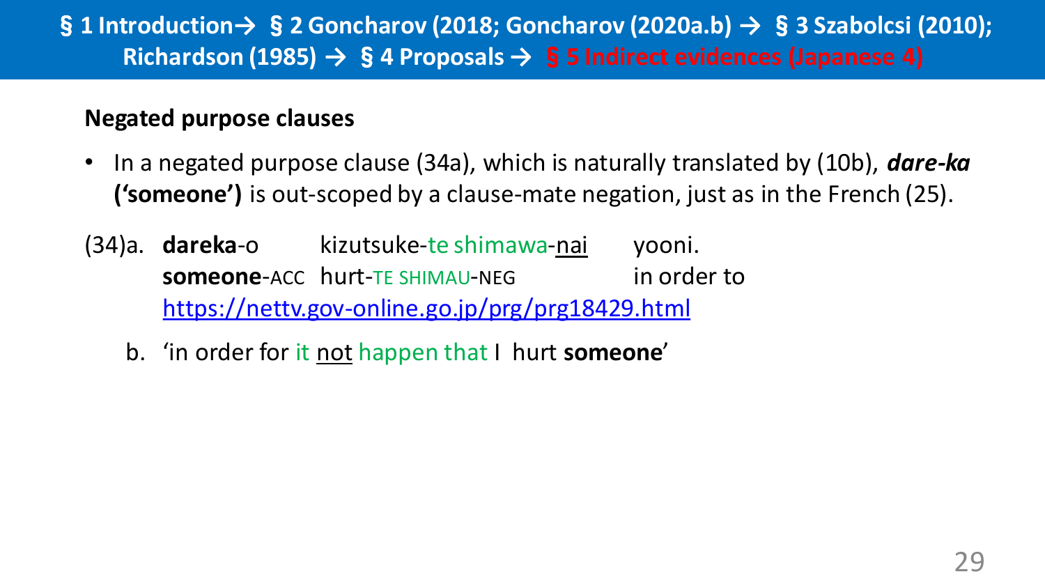§ 1 Introduction→ § 2 Goncharov (2018; Goncharov (2020a.b) → § 3 Szabolcsi (2010); Richardson (1985) → § 4 Proposals → § 5 Indirect evidences (Japanese 4)

## Negated purpose clauses

- In a negated purpose clause (34a), which is naturally translated by (10b), ***dare-ka*** **('someone')** is out-scoped by a clause-mate negation, just as in the French (25).

(34)a. **dareka**-o kizutsuke-te shimawa-nai yooni.
**someone**-ACC hurt-TE SHIMAU-NEG in order to
https://nettv.gov-online.go.jp/prg/prg18429.html

b. 'in order for it not happen that I hurt **someone**'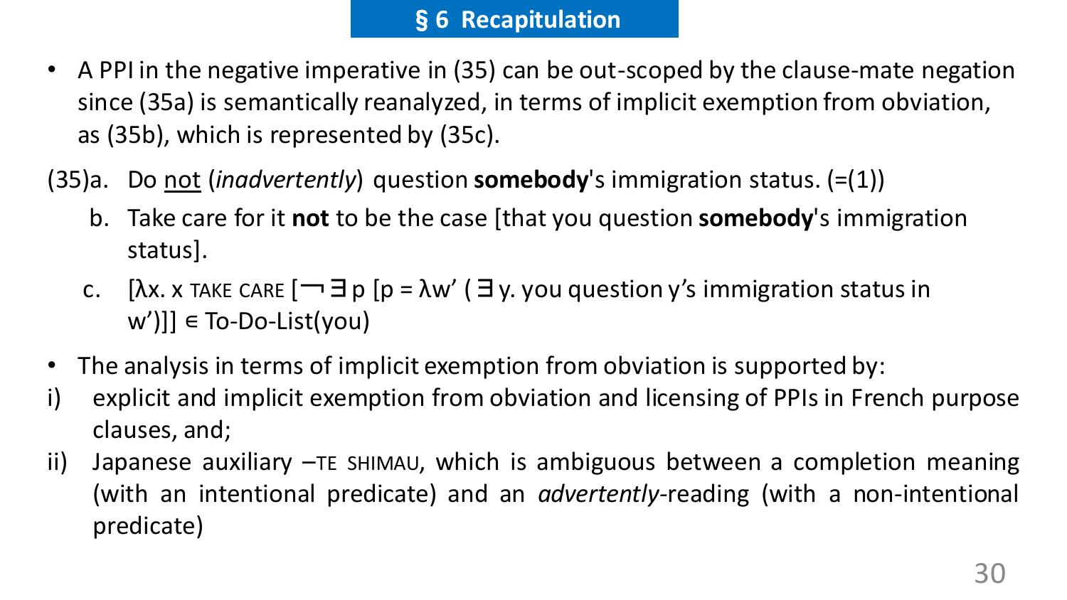## § 6 Recapitulation

- A PPI in the negative imperative in (35) can be out-scoped by the clause-mate negation since (35a) is semantically reanalyzed, in terms of implicit exemption from obviation, as (35b), which is represented by (35c).

(35)a. Do <u>not</u> (*inadvertently*) question **somebody**'s immigration status. (=(1))

b. Take care for it **not** to be the case [that you question **somebody**'s immigration status].

c. [λx. x TAKE CARE [¬ ∃ p [p = λw' ( ∃ y. you question y's immigration status in w')]] ∈ To-Do-List(you)

- The analysis in terms of implicit exemption from obviation is supported by:

i) explicit and implicit exemption from obviation and licensing of PPIs in French purpose clauses, and;

ii) Japanese auxiliary –TE SHIMAU, which is ambiguous between a completion meaning (with an intentional predicate) and an *advertently*-reading (with a non-intentional predicate)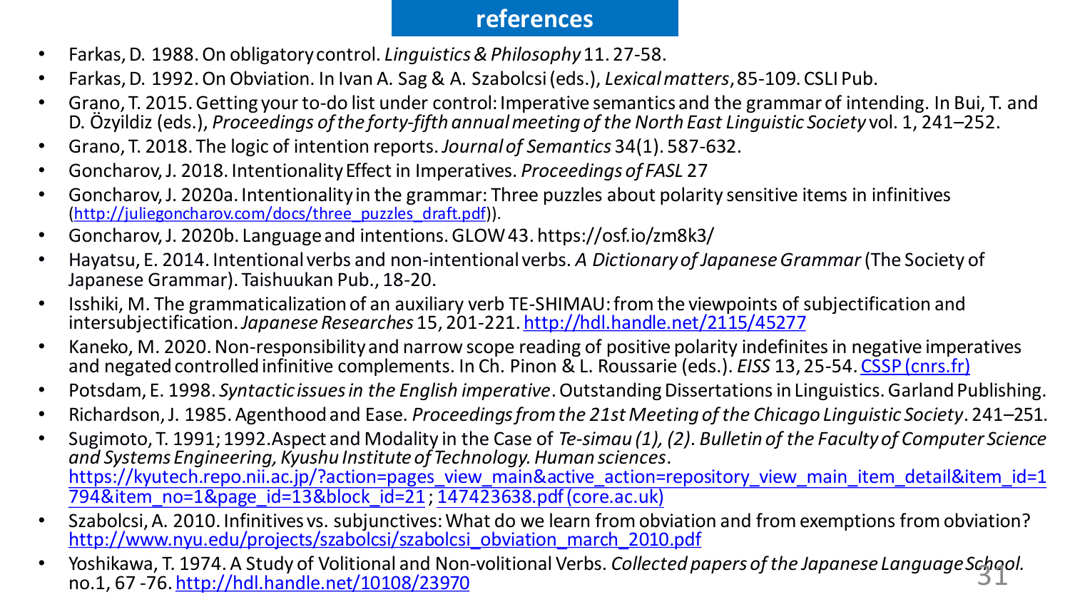# references

- Farkas, D. 1988. On obligatory control. *Linguistics & Philosophy* 11. 27-58.
- Farkas, D. 1992. On Obviation. In Ivan A. Sag & A. Szabolcsi (eds.), *Lexical matters*, 85-109. CSLI Pub.
- Grano, T. 2015. Getting your to-do list under control: Imperative semantics and the grammar of intending. In Bui, T. and D. Özyildiz (eds.), *Proceedings of the forty-fifth annual meeting of the North East Linguistic Society* vol. 1, 241–252.
- Grano, T. 2018. The logic of intention reports. *Journal of Semantics* 34(1). 587-632.
- Goncharov, J. 2018. Intentionality Effect in Imperatives. *Proceedings of FASL* 27
- Goncharov, J. 2020a. Intentionality in the grammar: Three puzzles about polarity sensitive items in infinitives (http://juliegoncharov.com/docs/three_puzzles_draft.pdf)).
- Goncharov, J. 2020b. Language and intentions. GLOW 43. https://osf.io/zm8k3/
- Hayatsu, E. 2014. Intentional verbs and non-intentional verbs. *A Dictionary of Japanese Grammar* (The Society of Japanese Grammar). Taishuukan Pub., 18-20.
- Isshiki, M. The grammaticalization of an auxiliary verb TE-SHIMAU: from the viewpoints of subjectification and intersubjectification. *Japanese Researches* 15, 201-221. http://hdl.handle.net/2115/45277
- Kaneko, M. 2020. Non-responsibility and narrow scope reading of positive polarity indefinites in negative imperatives and negated controlled infinitive complements. In Ch. Pinon & L. Roussarie (eds.). *EISS* 13, 25-54. CSSP (cnrs.fr)
- Potsdam, E. 1998. *Syntactic issues in the English imperative*. Outstanding Dissertations in Linguistics. Garland Publishing.
- Richardson, J. 1985. Agenthood and Ease. *Proceedings from the 21st Meeting of the Chicago Linguistic Society*. 241–251.
- Sugimoto, T. 1991; 1992. Aspect and Modality in the Case of *Te-simau (1), (2)*. *Bulletin of the Faculty of Computer Science and Systems Engineering, Kyushu Institute of Technology. Human sciences*. https://kyutech.repo.nii.ac.jp/?action=pages_view_main&active_action=repository_view_main_item_detail&item_id=1794&item_no=1&page_id=13&block_id=21 ; 147423638.pdf (core.ac.uk)
- Szabolcsi, A. 2010. Infinitives vs. subjunctives: What do we learn from obviation and from exemptions from obviation? http://www.nyu.edu/projects/szabolcsi/szabolcsi_obviation_march_2010.pdf
- Yoshikawa, T. 1974. A Study of Volitional and Non-volitional Verbs. *Collected papers of the Japanese Language School.* no.1, 67 -76. http://hdl.handle.net/10108/23970